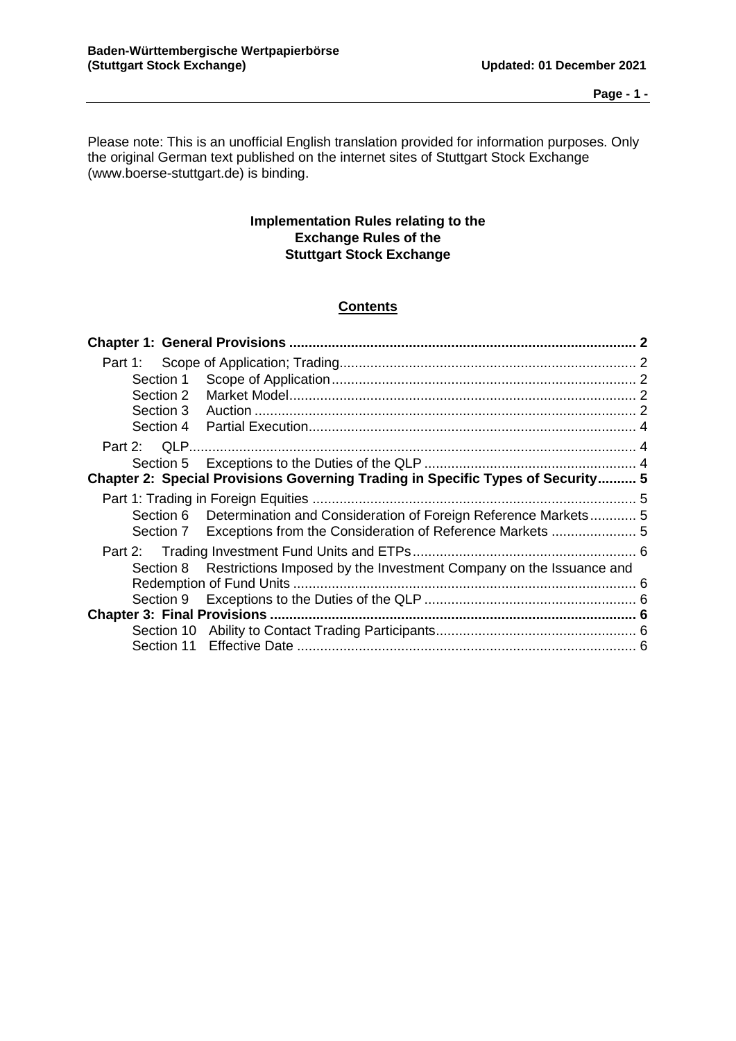Please note: This is an unofficial English translation provided for information purposes. Only the original German text published on the internet sites of Stuttgart Stock Exchange (www.boerse-stuttgart.de) is binding.

# Implementation Rules relating to the Exchange Rules of the Stuttgart Stock Exchange

## Contents

**Chapter 1: General Provisions** .......... 2

- Part 1: Scope of Application; Trading .......... 2
  - Section 1 Scope of Application .......... 2
  - Section 2 Market Model .......... 2
  - Section 3 Auction .......... 2
  - Section 4 Partial Execution .......... 4
- Part 2: QLP .......... 4
  - Section 5 Exceptions to the Duties of the QLP .......... 4

**Chapter 2: Special Provisions Governing Trading in Specific Types of Security** .......... 5

- Part 1: Trading in Foreign Equities .......... 5
  - Section 6 Determination and Consideration of Foreign Reference Markets .......... 5
  - Section 7 Exceptions from the Consideration of Reference Markets .......... 5
- Part 2: Trading Investment Fund Units and ETPs .......... 6
  - Section 8 Restrictions Imposed by the Investment Company on the Issuance and Redemption of Fund Units .......... 6
  - Section 9 Exceptions to the Duties of the QLP .......... 6

**Chapter 3: Final Provisions** .......... 6

- Section 10 Ability to Contact Trading Participants .......... 6
- Section 11 Effective Date .......... 6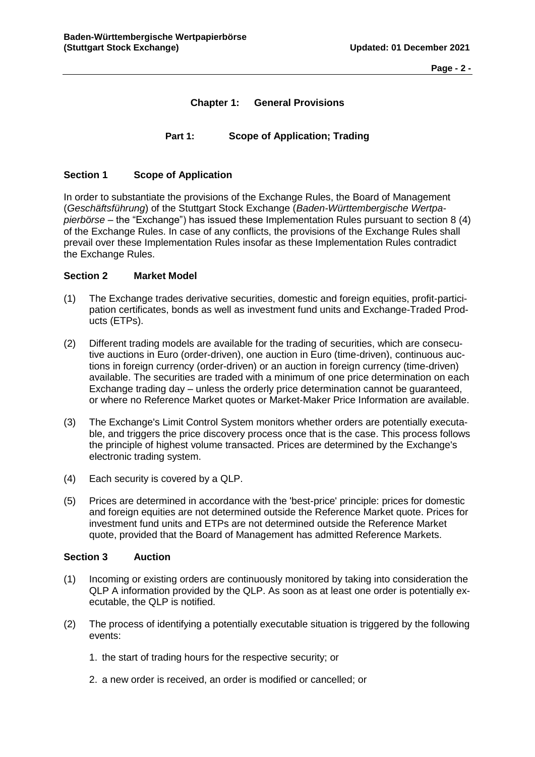# Chapter 1: General Provisions

## Part 1: Scope of Application; Trading

### Section 1 Scope of Application

In order to substantiate the provisions of the Exchange Rules, the Board of Management (*Geschäftsführung*) of the Stuttgart Stock Exchange (*Baden-Württembergische Wertpapierbörse* – the "Exchange") has issued these Implementation Rules pursuant to section 8 (4) of the Exchange Rules. In case of any conflicts, the provisions of the Exchange Rules shall prevail over these Implementation Rules insofar as these Implementation Rules contradict the Exchange Rules.

### Section 2 Market Model

(1) The Exchange trades derivative securities, domestic and foreign equities, profit-participation certificates, bonds as well as investment fund units and Exchange-Traded Products (ETPs).

(2) Different trading models are available for the trading of securities, which are consecutive auctions in Euro (order-driven), one auction in Euro (time-driven), continuous auctions in foreign currency (order-driven) or an auction in foreign currency (time-driven) available. The securities are traded with a minimum of one price determination on each Exchange trading day – unless the orderly price determination cannot be guaranteed, or where no Reference Market quotes or Market-Maker Price Information are available.

(3) The Exchange's Limit Control System monitors whether orders are potentially executable, and triggers the price discovery process once that is the case. This process follows the principle of highest volume transacted. Prices are determined by the Exchange's electronic trading system.

(4) Each security is covered by a QLP.

(5) Prices are determined in accordance with the 'best-price' principle: prices for domestic and foreign equities are not determined outside the Reference Market quote. Prices for investment fund units and ETPs are not determined outside the Reference Market quote, provided that the Board of Management has admitted Reference Markets.

### Section 3 Auction

(1) Incoming or existing orders are continuously monitored by taking into consideration the QLP A information provided by the QLP. As soon as at least one order is potentially executable, the QLP is notified.

(2) The process of identifying a potentially executable situation is triggered by the following events:

1. the start of trading hours for the respective security; or

2. a new order is received, an order is modified or cancelled; or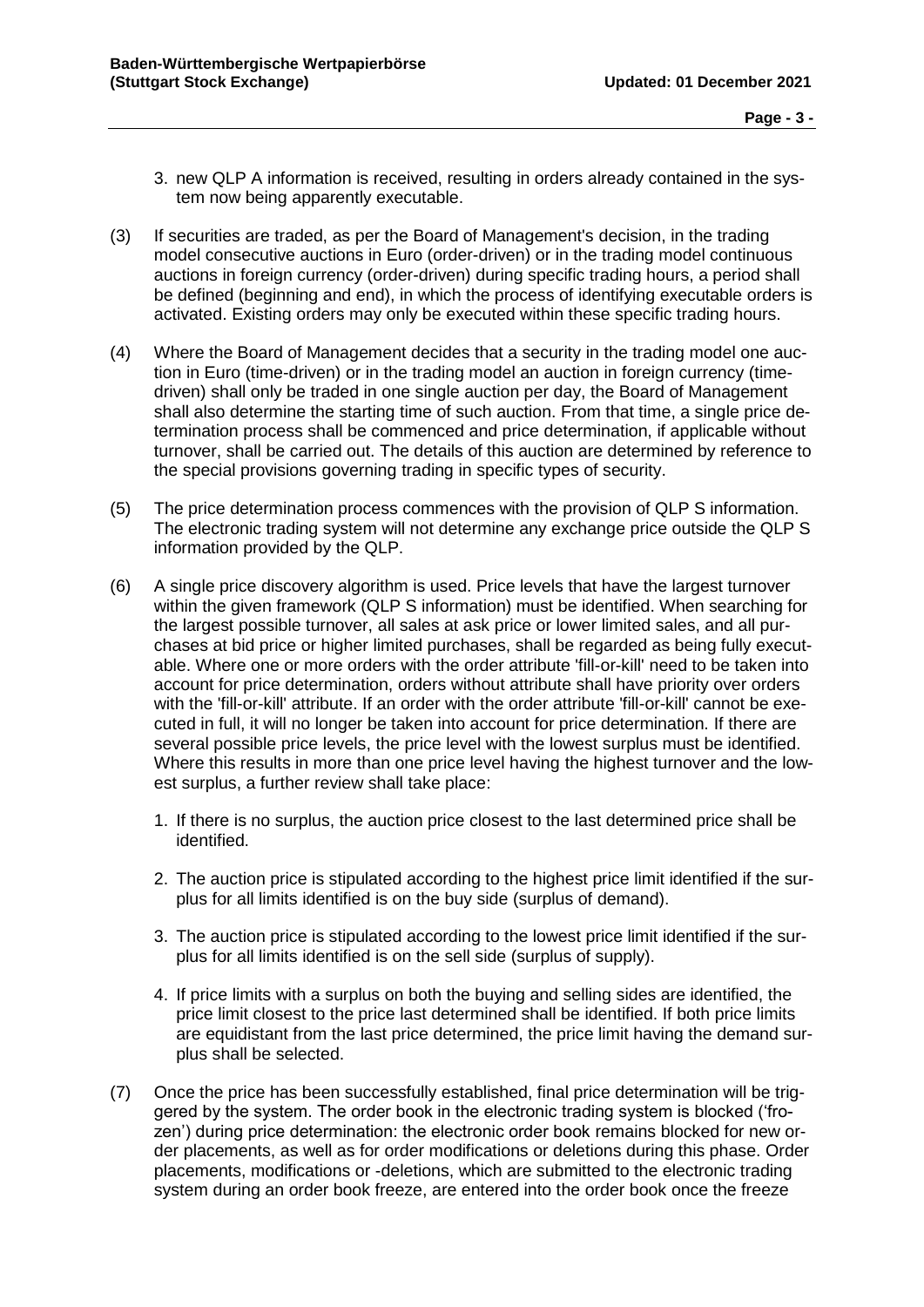3. new QLP A information is received, resulting in orders already contained in the system now being apparently executable.

(3) If securities are traded, as per the Board of Management's decision, in the trading model consecutive auctions in Euro (order-driven) or in the trading model continuous auctions in foreign currency (order-driven) during specific trading hours, a period shall be defined (beginning and end), in which the process of identifying executable orders is activated. Existing orders may only be executed within these specific trading hours.

(4) Where the Board of Management decides that a security in the trading model one auction in Euro (time-driven) or in the trading model an auction in foreign currency (time-driven) shall only be traded in one single auction per day, the Board of Management shall also determine the starting time of such auction. From that time, a single price determination process shall be commenced and price determination, if applicable without turnover, shall be carried out. The details of this auction are determined by reference to the special provisions governing trading in specific types of security.

(5) The price determination process commences with the provision of QLP S information. The electronic trading system will not determine any exchange price outside the QLP S information provided by the QLP.

(6) A single price discovery algorithm is used. Price levels that have the largest turnover within the given framework (QLP S information) must be identified. When searching for the largest possible turnover, all sales at ask price or lower limited sales, and all purchases at bid price or higher limited purchases, shall be regarded as being fully executable. Where one or more orders with the order attribute 'fill-or-kill' need to be taken into account for price determination, orders without attribute shall have priority over orders with the 'fill-or-kill' attribute. If an order with the order attribute 'fill-or-kill' cannot be executed in full, it will no longer be taken into account for price determination. If there are several possible price levels, the price level with the lowest surplus must be identified. Where this results in more than one price level having the highest turnover and the lowest surplus, a further review shall take place:

   1. If there is no surplus, the auction price closest to the last determined price shall be identified.

   2. The auction price is stipulated according to the highest price limit identified if the surplus for all limits identified is on the buy side (surplus of demand).

   3. The auction price is stipulated according to the lowest price limit identified if the surplus for all limits identified is on the sell side (surplus of supply).

   4. If price limits with a surplus on both the buying and selling sides are identified, the price limit closest to the price last determined shall be identified. If both price limits are equidistant from the last price determined, the price limit having the demand surplus shall be selected.

(7) Once the price has been successfully established, final price determination will be triggered by the system. The order book in the electronic trading system is blocked ('frozen') during price determination: the electronic order book remains blocked for new order placements, as well as for order modifications or deletions during this phase. Order placements, modifications or -deletions, which are submitted to the electronic trading system during an order book freeze, are entered into the order book once the freeze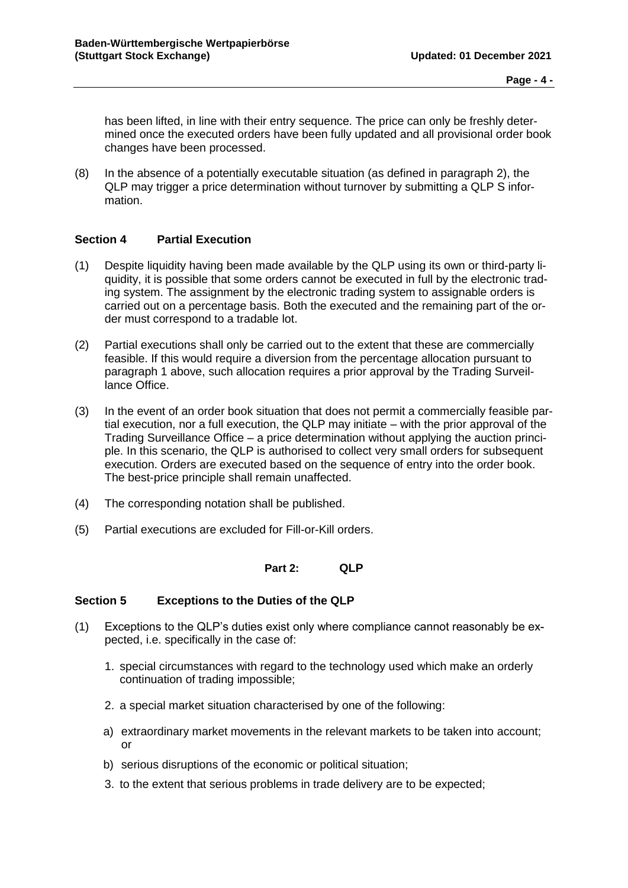has been lifted, in line with their entry sequence. The price can only be freshly determined once the executed orders have been fully updated and all provisional order book changes have been processed.

(8) In the absence of a potentially executable situation (as defined in paragraph 2), the QLP may trigger a price determination without turnover by submitting a QLP S information.

## Section 4 Partial Execution

(1) Despite liquidity having been made available by the QLP using its own or third-party liquidity, it is possible that some orders cannot be executed in full by the electronic trading system. The assignment by the electronic trading system to assignable orders is carried out on a percentage basis. Both the executed and the remaining part of the order must correspond to a tradable lot.

(2) Partial executions shall only be carried out to the extent that these are commercially feasible. If this would require a diversion from the percentage allocation pursuant to paragraph 1 above, such allocation requires a prior approval by the Trading Surveillance Office.

(3) In the event of an order book situation that does not permit a commercially feasible partial execution, nor a full execution, the QLP may initiate – with the prior approval of the Trading Surveillance Office – a price determination without applying the auction principle. In this scenario, the QLP is authorised to collect very small orders for subsequent execution. Orders are executed based on the sequence of entry into the order book. The best-price principle shall remain unaffected.

(4) The corresponding notation shall be published.

(5) Partial executions are excluded for Fill-or-Kill orders.

# Part 2: QLP

## Section 5 Exceptions to the Duties of the QLP

(1) Exceptions to the QLP's duties exist only where compliance cannot reasonably be expected, i.e. specifically in the case of:

1. special circumstances with regard to the technology used which make an orderly continuation of trading impossible;
2. a special market situation characterised by one of the following:
   a) extraordinary market movements in the relevant markets to be taken into account; or
   b) serious disruptions of the economic or political situation;
3. to the extent that serious problems in trade delivery are to be expected;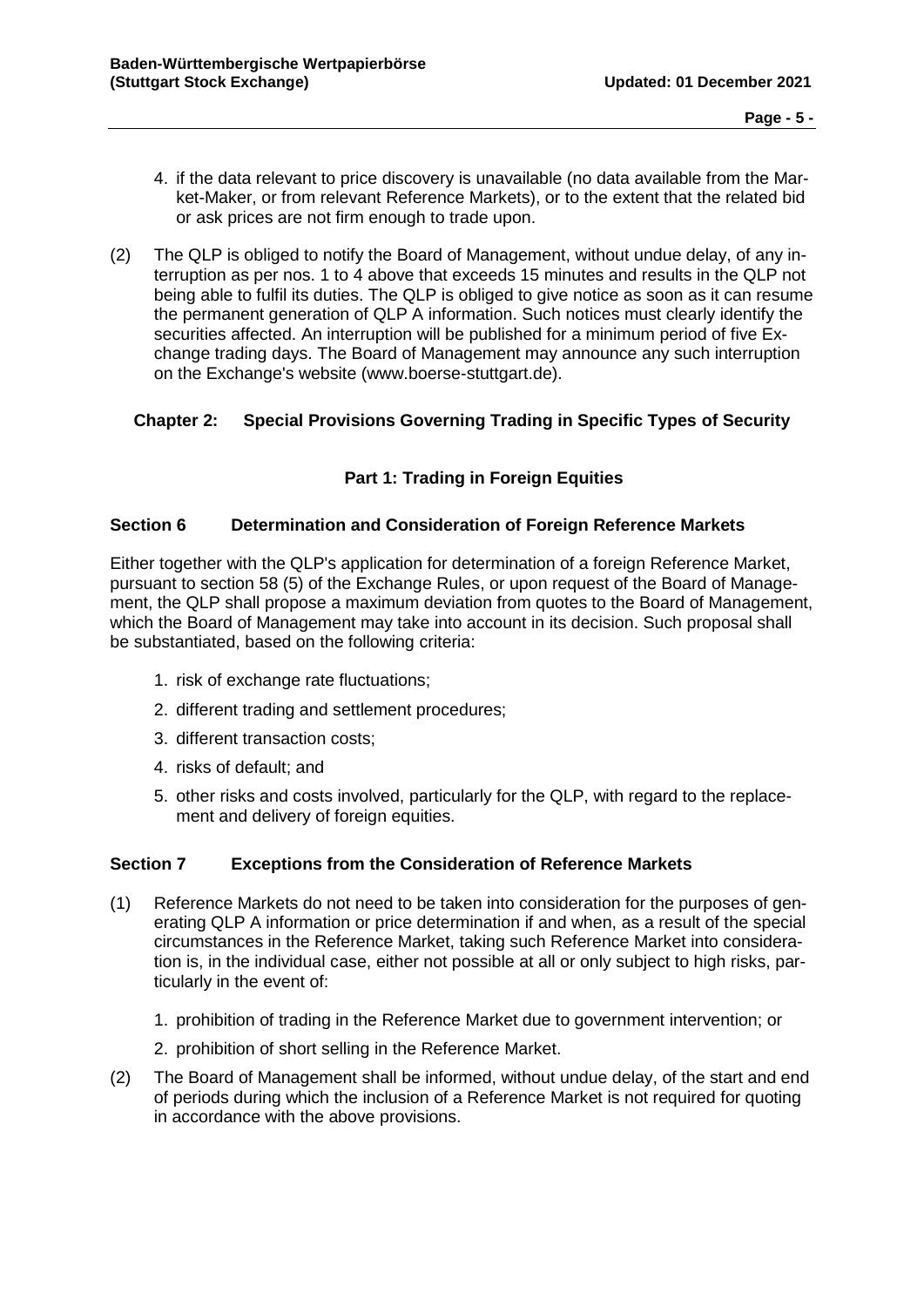4. if the data relevant to price discovery is unavailable (no data available from the Market-Maker, or from relevant Reference Markets), or to the extent that the related bid or ask prices are not firm enough to trade upon.

(2) The QLP is obliged to notify the Board of Management, without undue delay, of any interruption as per nos. 1 to 4 above that exceeds 15 minutes and results in the QLP not being able to fulfil its duties. The QLP is obliged to give notice as soon as it can resume the permanent generation of QLP A information. Such notices must clearly identify the securities affected. An interruption will be published for a minimum period of five Exchange trading days. The Board of Management may announce any such interruption on the Exchange's website (www.boerse-stuttgart.de).

## Chapter 2: Special Provisions Governing Trading in Specific Types of Security

### Part 1: Trading in Foreign Equities

#### Section 6 Determination and Consideration of Foreign Reference Markets

Either together with the QLP's application for determination of a foreign Reference Market, pursuant to section 58 (5) of the Exchange Rules, or upon request of the Board of Management, the QLP shall propose a maximum deviation from quotes to the Board of Management, which the Board of Management may take into account in its decision. Such proposal shall be substantiated, based on the following criteria:

1. risk of exchange rate fluctuations;
2. different trading and settlement procedures;
3. different transaction costs;
4. risks of default; and
5. other risks and costs involved, particularly for the QLP, with regard to the replacement and delivery of foreign equities.

#### Section 7 Exceptions from the Consideration of Reference Markets

(1) Reference Markets do not need to be taken into consideration for the purposes of generating QLP A information or price determination if and when, as a result of the special circumstances in the Reference Market, taking such Reference Market into consideration is, in the individual case, either not possible at all or only subject to high risks, particularly in the event of:

1. prohibition of trading in the Reference Market due to government intervention; or
2. prohibition of short selling in the Reference Market.

(2) The Board of Management shall be informed, without undue delay, of the start and end of periods during which the inclusion of a Reference Market is not required for quoting in accordance with the above provisions.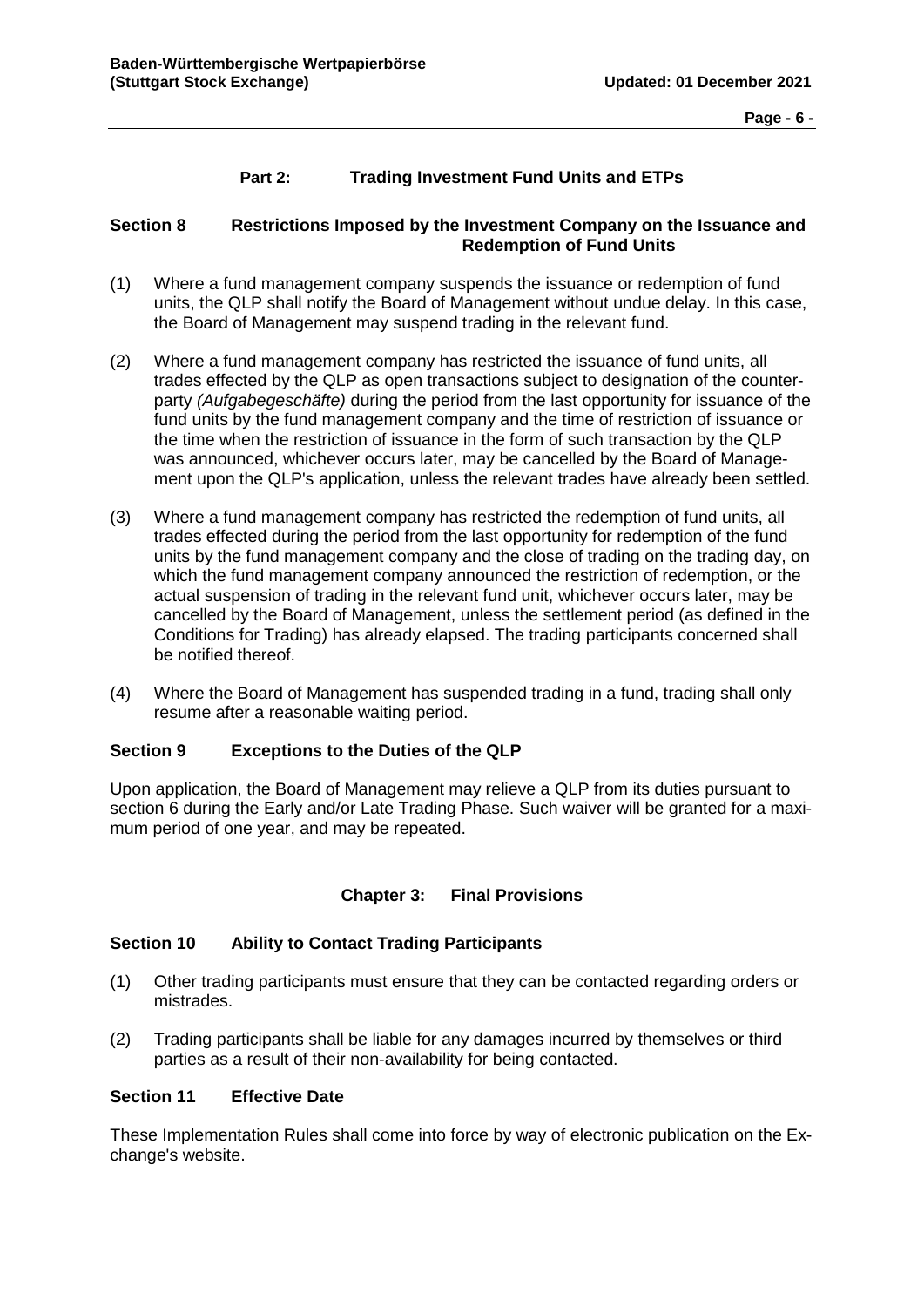## Part 2: Trading Investment Fund Units and ETPs

### Section 8 Restrictions Imposed by the Investment Company on the Issuance and Redemption of Fund Units

(1) Where a fund management company suspends the issuance or redemption of fund units, the QLP shall notify the Board of Management without undue delay. In this case, the Board of Management may suspend trading in the relevant fund.

(2) Where a fund management company has restricted the issuance of fund units, all trades effected by the QLP as open transactions subject to designation of the counterparty *(Aufgabegeschäfte)* during the period from the last opportunity for issuance of the fund units by the fund management company and the time of restriction of issuance or the time when the restriction of issuance in the form of such transaction by the QLP was announced, whichever occurs later, may be cancelled by the Board of Management upon the QLP's application, unless the relevant trades have already been settled.

(3) Where a fund management company has restricted the redemption of fund units, all trades effected during the period from the last opportunity for redemption of the fund units by the fund management company and the close of trading on the trading day, on which the fund management company announced the restriction of redemption, or the actual suspension of trading in the relevant fund unit, whichever occurs later, may be cancelled by the Board of Management, unless the settlement period (as defined in the Conditions for Trading) has already elapsed. The trading participants concerned shall be notified thereof.

(4) Where the Board of Management has suspended trading in a fund, trading shall only resume after a reasonable waiting period.

### Section 9 Exceptions to the Duties of the QLP

Upon application, the Board of Management may relieve a QLP from its duties pursuant to section 6 during the Early and/or Late Trading Phase. Such waiver will be granted for a maximum period of one year, and may be repeated.

## Chapter 3: Final Provisions

### Section 10 Ability to Contact Trading Participants

(1) Other trading participants must ensure that they can be contacted regarding orders or mistrades.

(2) Trading participants shall be liable for any damages incurred by themselves or third parties as a result of their non-availability for being contacted.

### Section 11 Effective Date

These Implementation Rules shall come into force by way of electronic publication on the Exchange's website.